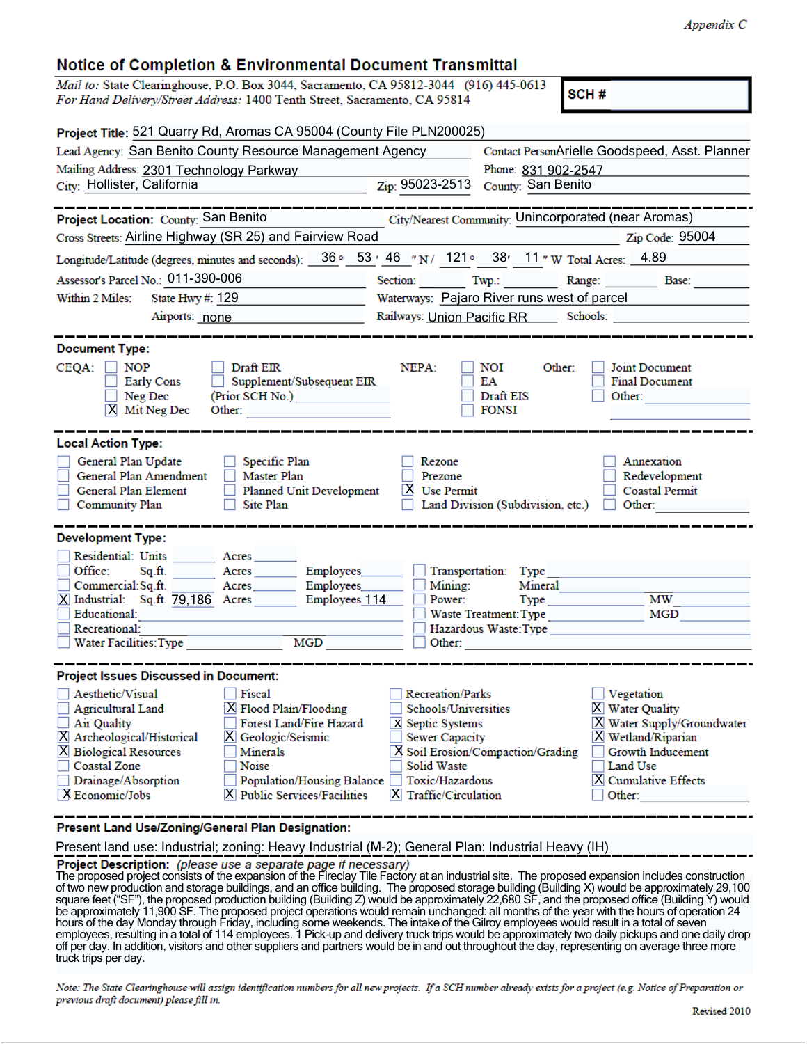*Appendix C*

## Notice of Completion & Environmental Document Transmittal

*Mail to:* State Clearinghouse, P.O. Box 3044, Sacramento, CA 95812-3044 (916) 445-0613
*For Hand Delivery/Street Address:* 1400 Tenth Street, Sacramento, CA 95814

**SCH #**

**Project Title:** 521 Quarry Rd, Aromas CA 95004 (County File PLN200025)

Lead Agency: San Benito County Resource Management Agency
Contact Person: Arielle Goodspeed, Asst. Planner
Mailing Address: 2301 Technology Parkway
Phone: 831 902-2547
City: Hollister, California
Zip: 95023-2513
County: San Benito

---

**Project Location:** County: San Benito
City/Nearest Community: Unincorporated (near Aromas)
Cross Streets: Airline Highway (SR 25) and Fairview Road
Zip Code: 95004
Longitude/Latitude (degrees, minutes and seconds): 36 ° 53 ′ 46 ″ N / 121 ° 38′ 11 ″ W
Total Acres: 4.89
Assessor's Parcel No.: 011-390-006
Section:
Twp.:
Range:
Base:
Within 2 Miles: State Hwy #: 129
Waterways: Pajaro River runs west of parcel
Airports: none
Railways: Union Pacific RR
Schools:

---

**Document Type:**

CEQA:
- [ ] NOP
- [ ] Early Cons
- [ ] Neg Dec
- [X] Mit Neg Dec
- [ ] Draft EIR
- [ ] Supplement/Subsequent EIR
- (Prior SCH No.)
- Other:

NEPA:
- [ ] NOI
- [ ] EA
- [ ] Draft EIS
- [ ] FONSI

Other:
- [ ] Joint Document
- [ ] Final Document
- [ ] Other:

---

**Local Action Type:**

- [ ] General Plan Update
- [ ] General Plan Amendment
- [ ] General Plan Element
- [ ] Community Plan
- [ ] Specific Plan
- [ ] Master Plan
- [ ] Planned Unit Development
- [ ] Site Plan
- [ ] Rezone
- [ ] Prezone
- [X] Use Permit
- [ ] Land Division (Subdivision, etc.)
- [ ] Annexation
- [ ] Redevelopment
- [ ] Coastal Permit
- [ ] Other:

---

**Development Type:**

- [ ] Residential: Units ___ Acres ___
- [ ] Office: Sq.ft. ___ Acres ___ Employees ___
- [ ] Commercial: Sq.ft. ___ Acres ___ Employees ___
- [X] Industrial: Sq.ft. 79,186 Acres ___ Employees 114
- [ ] Educational:
- [ ] Recreational:
- [ ] Water Facilities: Type ___ MGD ___
- [ ] Transportation: Type
- [ ] Mining: Mineral
- [ ] Power: Type ___ MW
- [ ] Waste Treatment: Type ___ MGD
- [ ] Hazardous Waste: Type
- [ ] Other:

---

**Project Issues Discussed in Document:**

- [ ] Aesthetic/Visual
- [ ] Agricultural Land
- [ ] Air Quality
- [X] Archeological/Historical
- [X] Biological Resources
- [ ] Coastal Zone
- [ ] Drainage/Absorption
- [X] Economic/Jobs
- [ ] Fiscal
- [X] Flood Plain/Flooding
- [ ] Forest Land/Fire Hazard
- [X] Geologic/Seismic
- [ ] Minerals
- [ ] Noise
- [ ] Population/Housing Balance
- [X] Public Services/Facilities
- [ ] Recreation/Parks
- [ ] Schools/Universities
- [X] Septic Systems
- [ ] Sewer Capacity
- [X] Soil Erosion/Compaction/Grading
- [ ] Solid Waste
- [ ] Toxic/Hazardous
- [X] Traffic/Circulation
- [ ] Vegetation
- [X] Water Quality
- [X] Water Supply/Groundwater
- [X] Wetland/Riparian
- [ ] Growth Inducement
- [ ] Land Use
- [X] Cumulative Effects
- [ ] Other:

---

**Present Land Use/Zoning/General Plan Designation:**

Present land use: Industrial; zoning: Heavy Industrial (M-2); General Plan: Industrial Heavy (IH)

**Project Description:** *(please use a separate page if necessary)*

The proposed project consists of the expansion of the Fireclay Tile Factory at an industrial site. The proposed expansion includes construction of two new production and storage buildings, and an office building. The proposed storage building (Building X) would be approximately 29,100 square feet ("SF"), the proposed production building (Building Z) would be approximately 22,680 SF, and the proposed office (Building Y) would be approximately 11,900 SF. The proposed project operations would remain unchanged: all months of the year with the hours of operation 24 hours of the day Monday through Friday, including some weekends. The intake of the Gilroy employees would result in a total of seven employees, resulting in a total of 114 employees. 1 Pick-up and delivery truck trips would be approximately two daily pickups and one daily drop off per day. In addition, visitors and other suppliers and partners would be in and out throughout the day, representing on average three more truck trips per day.

*Note: The State Clearinghouse will assign identification numbers for all new projects. If a SCH number already exists for a project (e.g. Notice of Preparation or previous draft document) please fill in.*

Revised 2010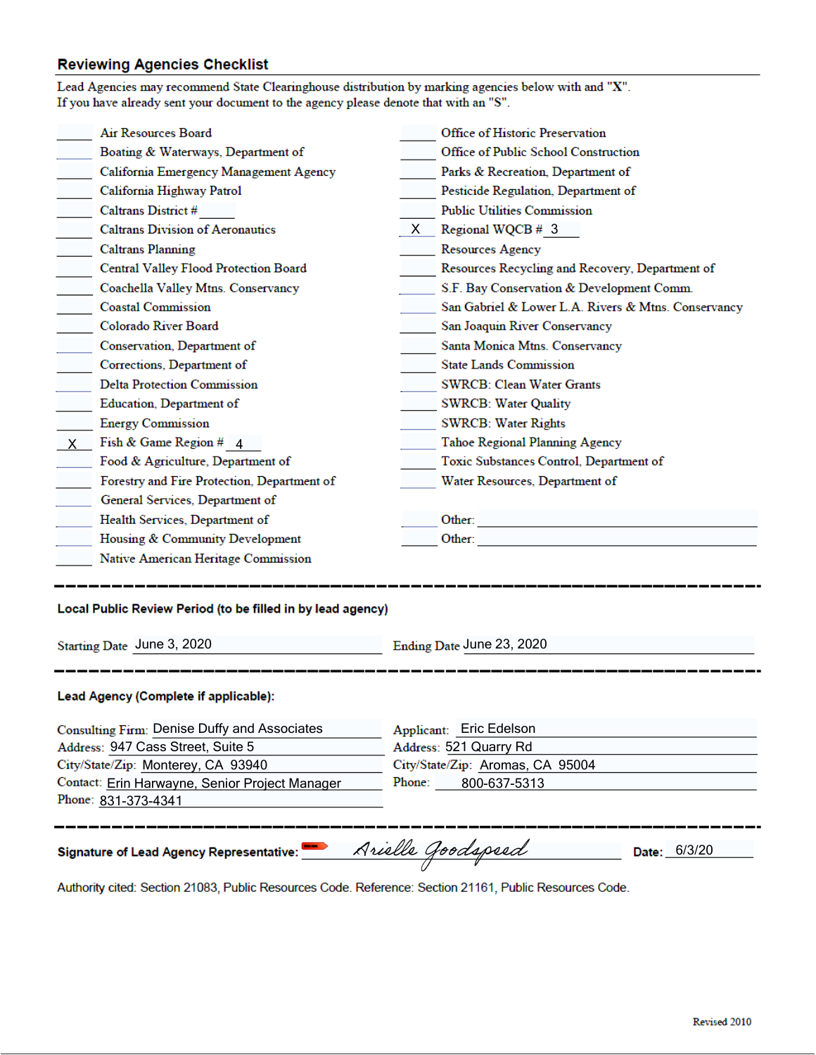## Reviewing Agencies Checklist

Lead Agencies may recommend State Clearinghouse distribution by marking agencies below with and "X".
If you have already sent your document to the agency please denote that with an "S".

| | | | |
|---|---|---|---|
| | Air Resources Board | | Office of Historic Preservation |
| | Boating & Waterways, Department of | | Office of Public School Construction |
| | California Emergency Management Agency | | Parks & Recreation, Department of |
| | California Highway Patrol | | Pesticide Regulation, Department of |
| | Caltrans District # ____ | | Public Utilities Commission |
| | Caltrans Division of Aeronautics | X | Regional WQCB # 3 |
| | Caltrans Planning | | Resources Agency |
| | Central Valley Flood Protection Board | | Resources Recycling and Recovery, Department of |
| | Coachella Valley Mtns. Conservancy | | S.F. Bay Conservation & Development Comm. |
| | Coastal Commission | | San Gabriel & Lower L.A. Rivers & Mtns. Conservancy |
| | Colorado River Board | | San Joaquin River Conservancy |
| | Conservation, Department of | | Santa Monica Mtns. Conservancy |
| | Corrections, Department of | | State Lands Commission |
| | Delta Protection Commission | | SWRCB: Clean Water Grants |
| | Education, Department of | | SWRCB: Water Quality |
| | Energy Commission | | SWRCB: Water Rights |
| X | Fish & Game Region # 4 | | Tahoe Regional Planning Agency |
| | Food & Agriculture, Department of | | Toxic Substances Control, Department of |
| | Forestry and Fire Protection, Department of | | Water Resources, Department of |
| | General Services, Department of | | |
| | Health Services, Department of | | Other: ____ |
| | Housing & Community Development | | Other: ____ |
| | Native American Heritage Commission | | |

---

**Local Public Review Period (to be filled in by lead agency)**

Starting Date June 3, 2020 Ending Date June 23, 2020

---

**Lead Agency (Complete if applicable):**

Consulting Firm: Denise Duffy and Associates
Address: 947 Cass Street, Suite 5
City/State/Zip: Monterey, CA 93940
Contact: Erin Harwayne, Senior Project Manager
Phone: 831-373-4341

Applicant: Eric Edelson
Address: 521 Quarry Rd
City/State/Zip: Aromas, CA 95004
Phone: 800-637-5313

---

**Signature of Lead Agency Representative:** Arielle Goodspeed **Date:** 6/3/20

Authority cited: Section 21083, Public Resources Code. Reference: Section 21161, Public Resources Code.

Revised 2010